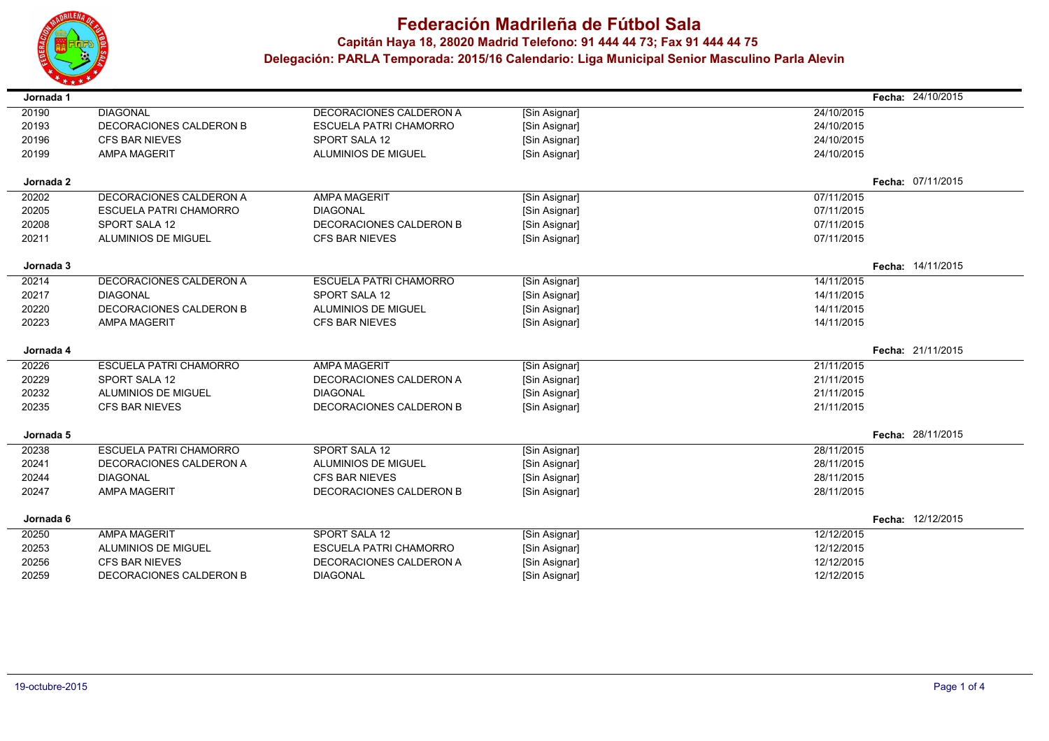# Federación Madrileña de Fútbol Sala

**Capitán Haya 18, 28020 Madrid Telefono: 91 444 44 73; Fax 91 444 44 75**

**Delegación: PARLA Temporada: 2015/16 Calendario: Liga Municipal Senior Masculino Parla Alevin**

**Jornada 1** — **Fecha:** 24/10/2015

| | | | | |
|---|---|---|---|---|
| 20190 | DIAGONAL | DECORACIONES CALDERON A | [Sin Asignar] | 24/10/2015 |
| 20193 | DECORACIONES CALDERON B | ESCUELA PATRI CHAMORRO | [Sin Asignar] | 24/10/2015 |
| 20196 | CFS BAR NIEVES | SPORT SALA 12 | [Sin Asignar] | 24/10/2015 |
| 20199 | AMPA MAGERIT | ALUMINIOS DE MIGUEL | [Sin Asignar] | 24/10/2015 |

**Jornada 2** — **Fecha:** 07/11/2015

| | | | | |
|---|---|---|---|---|
| 20202 | DECORACIONES CALDERON A | AMPA MAGERIT | [Sin Asignar] | 07/11/2015 |
| 20205 | ESCUELA PATRI CHAMORRO | DIAGONAL | [Sin Asignar] | 07/11/2015 |
| 20208 | SPORT SALA 12 | DECORACIONES CALDERON B | [Sin Asignar] | 07/11/2015 |
| 20211 | ALUMINIOS DE MIGUEL | CFS BAR NIEVES | [Sin Asignar] | 07/11/2015 |

**Jornada 3** — **Fecha:** 14/11/2015

| | | | | |
|---|---|---|---|---|
| 20214 | DECORACIONES CALDERON A | ESCUELA PATRI CHAMORRO | [Sin Asignar] | 14/11/2015 |
| 20217 | DIAGONAL | SPORT SALA 12 | [Sin Asignar] | 14/11/2015 |
| 20220 | DECORACIONES CALDERON B | ALUMINIOS DE MIGUEL | [Sin Asignar] | 14/11/2015 |
| 20223 | AMPA MAGERIT | CFS BAR NIEVES | [Sin Asignar] | 14/11/2015 |

**Jornada 4** — **Fecha:** 21/11/2015

| | | | | |
|---|---|---|---|---|
| 20226 | ESCUELA PATRI CHAMORRO | AMPA MAGERIT | [Sin Asignar] | 21/11/2015 |
| 20229 | SPORT SALA 12 | DECORACIONES CALDERON A | [Sin Asignar] | 21/11/2015 |
| 20232 | ALUMINIOS DE MIGUEL | DIAGONAL | [Sin Asignar] | 21/11/2015 |
| 20235 | CFS BAR NIEVES | DECORACIONES CALDERON B | [Sin Asignar] | 21/11/2015 |

**Jornada 5** — **Fecha:** 28/11/2015

| | | | | |
|---|---|---|---|---|
| 20238 | ESCUELA PATRI CHAMORRO | SPORT SALA 12 | [Sin Asignar] | 28/11/2015 |
| 20241 | DECORACIONES CALDERON A | ALUMINIOS DE MIGUEL | [Sin Asignar] | 28/11/2015 |
| 20244 | DIAGONAL | CFS BAR NIEVES | [Sin Asignar] | 28/11/2015 |
| 20247 | AMPA MAGERIT | DECORACIONES CALDERON B | [Sin Asignar] | 28/11/2015 |

**Jornada 6** — **Fecha:** 12/12/2015

| | | | | |
|---|---|---|---|---|
| 20250 | AMPA MAGERIT | SPORT SALA 12 | [Sin Asignar] | 12/12/2015 |
| 20253 | ALUMINIOS DE MIGUEL | ESCUELA PATRI CHAMORRO | [Sin Asignar] | 12/12/2015 |
| 20256 | CFS BAR NIEVES | DECORACIONES CALDERON A | [Sin Asignar] | 12/12/2015 |
| 20259 | DECORACIONES CALDERON B | DIAGONAL | [Sin Asignar] | 12/12/2015 |

19-octubre-2015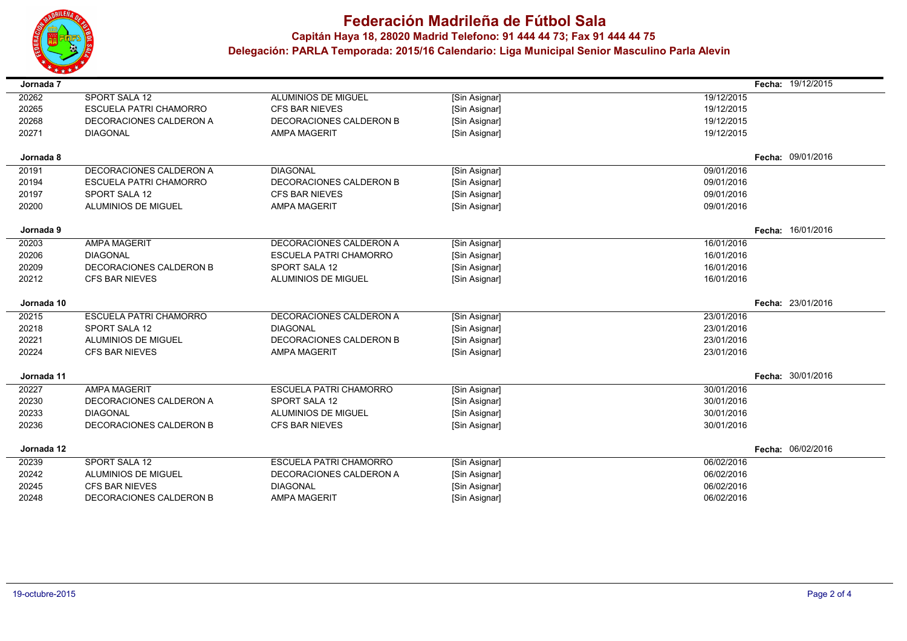# Federación Madrileña de Fútbol Sala

**Capitán Haya 18, 28020 Madrid Telefono: 91 444 44 73; Fax 91 444 44 75**

**Delegación: PARLA Temporada: 2015/16 Calendario: Liga Municipal Senior Masculino Parla Alevin**

**Jornada 7** — **Fecha:** 19/12/2015

| | | | | |
|---|---|---|---|---|
| 20262 | SPORT SALA 12 | ALUMINIOS DE MIGUEL | [Sin Asignar] | 19/12/2015 |
| 20265 | ESCUELA PATRI CHAMORRO | CFS BAR NIEVES | [Sin Asignar] | 19/12/2015 |
| 20268 | DECORACIONES CALDERON A | DECORACIONES CALDERON B | [Sin Asignar] | 19/12/2015 |
| 20271 | DIAGONAL | AMPA MAGERIT | [Sin Asignar] | 19/12/2015 |

**Jornada 8** — **Fecha:** 09/01/2016

| | | | | |
|---|---|---|---|---|
| 20191 | DECORACIONES CALDERON A | DIAGONAL | [Sin Asignar] | 09/01/2016 |
| 20194 | ESCUELA PATRI CHAMORRO | DECORACIONES CALDERON B | [Sin Asignar] | 09/01/2016 |
| 20197 | SPORT SALA 12 | CFS BAR NIEVES | [Sin Asignar] | 09/01/2016 |
| 20200 | ALUMINIOS DE MIGUEL | AMPA MAGERIT | [Sin Asignar] | 09/01/2016 |

**Jornada 9** — **Fecha:** 16/01/2016

| | | | | |
|---|---|---|---|---|
| 20203 | AMPA MAGERIT | DECORACIONES CALDERON A | [Sin Asignar] | 16/01/2016 |
| 20206 | DIAGONAL | ESCUELA PATRI CHAMORRO | [Sin Asignar] | 16/01/2016 |
| 20209 | DECORACIONES CALDERON B | SPORT SALA 12 | [Sin Asignar] | 16/01/2016 |
| 20212 | CFS BAR NIEVES | ALUMINIOS DE MIGUEL | [Sin Asignar] | 16/01/2016 |

**Jornada 10** — **Fecha:** 23/01/2016

| | | | | |
|---|---|---|---|---|
| 20215 | ESCUELA PATRI CHAMORRO | DECORACIONES CALDERON A | [Sin Asignar] | 23/01/2016 |
| 20218 | SPORT SALA 12 | DIAGONAL | [Sin Asignar] | 23/01/2016 |
| 20221 | ALUMINIOS DE MIGUEL | DECORACIONES CALDERON B | [Sin Asignar] | 23/01/2016 |
| 20224 | CFS BAR NIEVES | AMPA MAGERIT | [Sin Asignar] | 23/01/2016 |

**Jornada 11** — **Fecha:** 30/01/2016

| | | | | |
|---|---|---|---|---|
| 20227 | AMPA MAGERIT | ESCUELA PATRI CHAMORRO | [Sin Asignar] | 30/01/2016 |
| 20230 | DECORACIONES CALDERON A | SPORT SALA 12 | [Sin Asignar] | 30/01/2016 |
| 20233 | DIAGONAL | ALUMINIOS DE MIGUEL | [Sin Asignar] | 30/01/2016 |
| 20236 | DECORACIONES CALDERON B | CFS BAR NIEVES | [Sin Asignar] | 30/01/2016 |

**Jornada 12** — **Fecha:** 06/02/2016

| | | | | |
|---|---|---|---|---|
| 20239 | SPORT SALA 12 | ESCUELA PATRI CHAMORRO | [Sin Asignar] | 06/02/2016 |
| 20242 | ALUMINIOS DE MIGUEL | DECORACIONES CALDERON A | [Sin Asignar] | 06/02/2016 |
| 20245 | CFS BAR NIEVES | DIAGONAL | [Sin Asignar] | 06/02/2016 |
| 20248 | DECORACIONES CALDERON B | AMPA MAGERIT | [Sin Asignar] | 06/02/2016 |

19-octubre-2015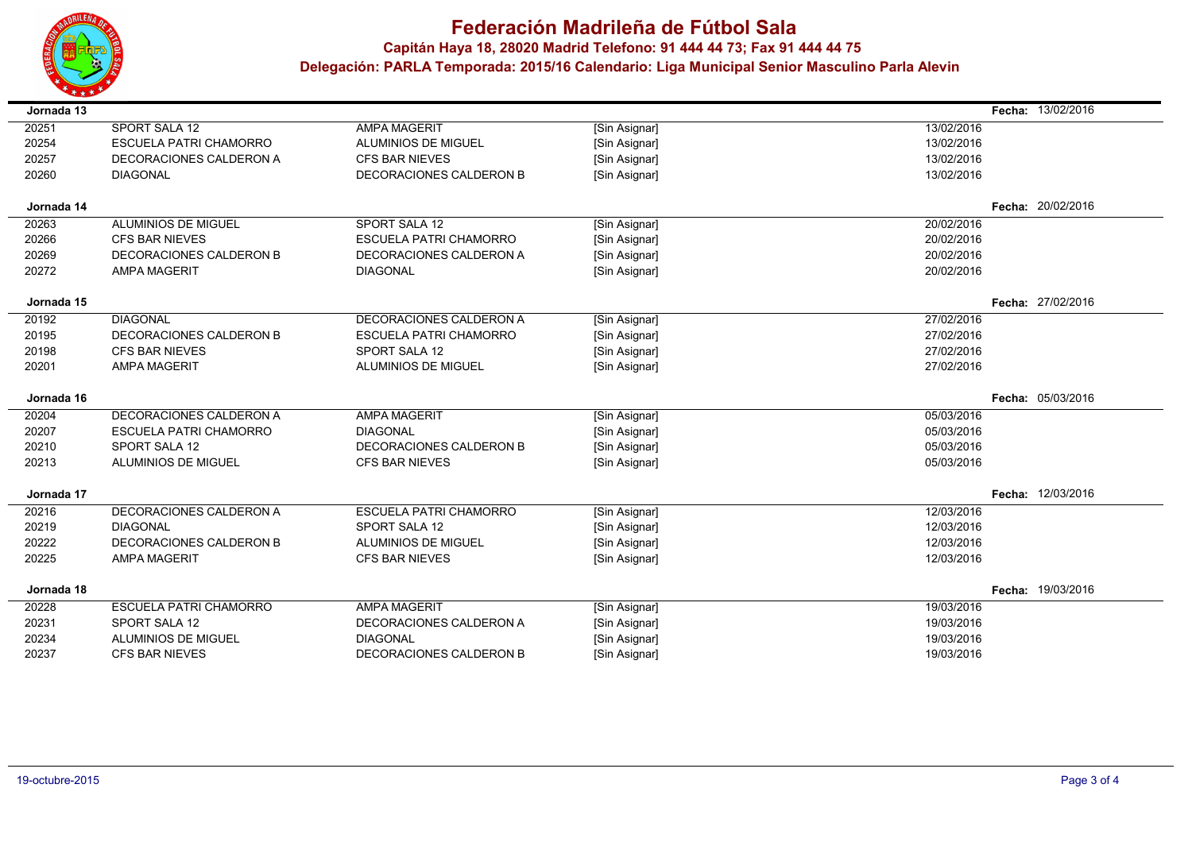# Federación Madrileña de Fútbol Sala

**Capitán Haya 18, 28020 Madrid Telefono: 91 444 44 73; Fax 91 444 44 75**

**Delegación: PARLA Temporada: 2015/16 Calendario: Liga Municipal Senior Masculino Parla Alevin**

**Jornada 13** — **Fecha:** 13/02/2016

| | | | | |
|---|---|---|---|---|
| 20251 | SPORT SALA 12 | AMPA MAGERIT | [Sin Asignar] | 13/02/2016 |
| 20254 | ESCUELA PATRI CHAMORRO | ALUMINIOS DE MIGUEL | [Sin Asignar] | 13/02/2016 |
| 20257 | DECORACIONES CALDERON A | CFS BAR NIEVES | [Sin Asignar] | 13/02/2016 |
| 20260 | DIAGONAL | DECORACIONES CALDERON B | [Sin Asignar] | 13/02/2016 |

**Jornada 14** — **Fecha:** 20/02/2016

| | | | | |
|---|---|---|---|---|
| 20263 | ALUMINIOS DE MIGUEL | SPORT SALA 12 | [Sin Asignar] | 20/02/2016 |
| 20266 | CFS BAR NIEVES | ESCUELA PATRI CHAMORRO | [Sin Asignar] | 20/02/2016 |
| 20269 | DECORACIONES CALDERON B | DECORACIONES CALDERON A | [Sin Asignar] | 20/02/2016 |
| 20272 | AMPA MAGERIT | DIAGONAL | [Sin Asignar] | 20/02/2016 |

**Jornada 15** — **Fecha:** 27/02/2016

| | | | | |
|---|---|---|---|---|
| 20192 | DIAGONAL | DECORACIONES CALDERON A | [Sin Asignar] | 27/02/2016 |
| 20195 | DECORACIONES CALDERON B | ESCUELA PATRI CHAMORRO | [Sin Asignar] | 27/02/2016 |
| 20198 | CFS BAR NIEVES | SPORT SALA 12 | [Sin Asignar] | 27/02/2016 |
| 20201 | AMPA MAGERIT | ALUMINIOS DE MIGUEL | [Sin Asignar] | 27/02/2016 |

**Jornada 16** — **Fecha:** 05/03/2016

| | | | | |
|---|---|---|---|---|
| 20204 | DECORACIONES CALDERON A | AMPA MAGERIT | [Sin Asignar] | 05/03/2016 |
| 20207 | ESCUELA PATRI CHAMORRO | DIAGONAL | [Sin Asignar] | 05/03/2016 |
| 20210 | SPORT SALA 12 | DECORACIONES CALDERON B | [Sin Asignar] | 05/03/2016 |
| 20213 | ALUMINIOS DE MIGUEL | CFS BAR NIEVES | [Sin Asignar] | 05/03/2016 |

**Jornada 17** — **Fecha:** 12/03/2016

| | | | | |
|---|---|---|---|---|
| 20216 | DECORACIONES CALDERON A | ESCUELA PATRI CHAMORRO | [Sin Asignar] | 12/03/2016 |
| 20219 | DIAGONAL | SPORT SALA 12 | [Sin Asignar] | 12/03/2016 |
| 20222 | DECORACIONES CALDERON B | ALUMINIOS DE MIGUEL | [Sin Asignar] | 12/03/2016 |
| 20225 | AMPA MAGERIT | CFS BAR NIEVES | [Sin Asignar] | 12/03/2016 |

**Jornada 18** — **Fecha:** 19/03/2016

| | | | | |
|---|---|---|---|---|
| 20228 | ESCUELA PATRI CHAMORRO | AMPA MAGERIT | [Sin Asignar] | 19/03/2016 |
| 20231 | SPORT SALA 12 | DECORACIONES CALDERON A | [Sin Asignar] | 19/03/2016 |
| 20234 | ALUMINIOS DE MIGUEL | DIAGONAL | [Sin Asignar] | 19/03/2016 |
| 20237 | CFS BAR NIEVES | DECORACIONES CALDERON B | [Sin Asignar] | 19/03/2016 |

19-octubre-2015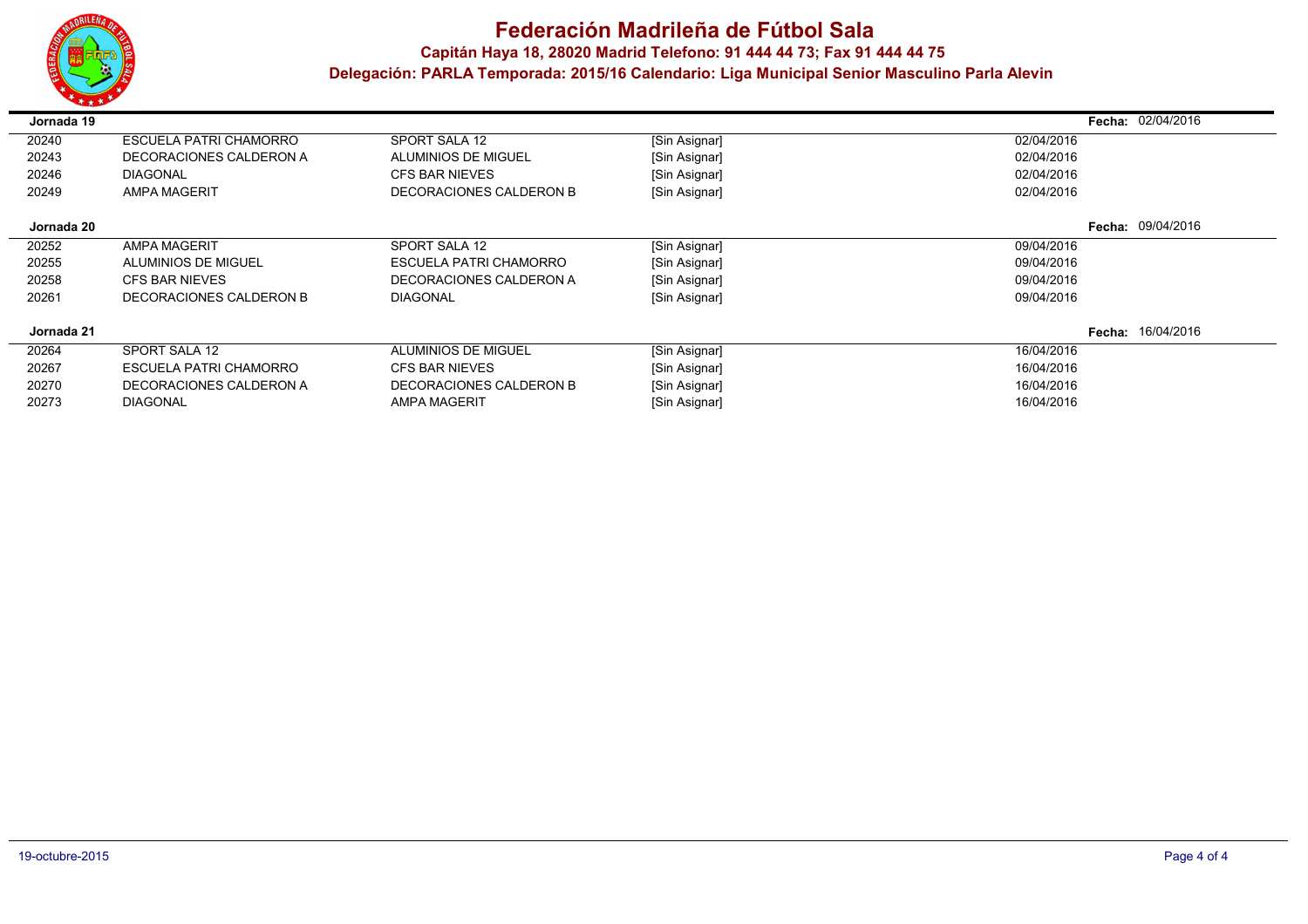# Federación Madrileña de Fútbol Sala

**Capitán Haya 18, 28020 Madrid Telefono: 91 444 44 73; Fax 91 444 44 75**

**Delegación: PARLA Temporada: 2015/16 Calendario: Liga Municipal Senior Masculino Parla Alevin**

**Jornada 19** — **Fecha:** 02/04/2016

| | | | | |
|---|---|---|---|---|
| 20240 | ESCUELA PATRI CHAMORRO | SPORT SALA 12 | [Sin Asignar] | 02/04/2016 |
| 20243 | DECORACIONES CALDERON A | ALUMINIOS DE MIGUEL | [Sin Asignar] | 02/04/2016 |
| 20246 | DIAGONAL | CFS BAR NIEVES | [Sin Asignar] | 02/04/2016 |
| 20249 | AMPA MAGERIT | DECORACIONES CALDERON B | [Sin Asignar] | 02/04/2016 |

**Jornada 20** — **Fecha:** 09/04/2016

| | | | | |
|---|---|---|---|---|
| 20252 | AMPA MAGERIT | SPORT SALA 12 | [Sin Asignar] | 09/04/2016 |
| 20255 | ALUMINIOS DE MIGUEL | ESCUELA PATRI CHAMORRO | [Sin Asignar] | 09/04/2016 |
| 20258 | CFS BAR NIEVES | DECORACIONES CALDERON A | [Sin Asignar] | 09/04/2016 |
| 20261 | DECORACIONES CALDERON B | DIAGONAL | [Sin Asignar] | 09/04/2016 |

**Jornada 21** — **Fecha:** 16/04/2016

| | | | | |
|---|---|---|---|---|
| 20264 | SPORT SALA 12 | ALUMINIOS DE MIGUEL | [Sin Asignar] | 16/04/2016 |
| 20267 | ESCUELA PATRI CHAMORRO | CFS BAR NIEVES | [Sin Asignar] | 16/04/2016 |
| 20270 | DECORACIONES CALDERON A | DECORACIONES CALDERON B | [Sin Asignar] | 16/04/2016 |
| 20273 | DIAGONAL | AMPA MAGERIT | [Sin Asignar] | 16/04/2016 |

19-octubre-2015